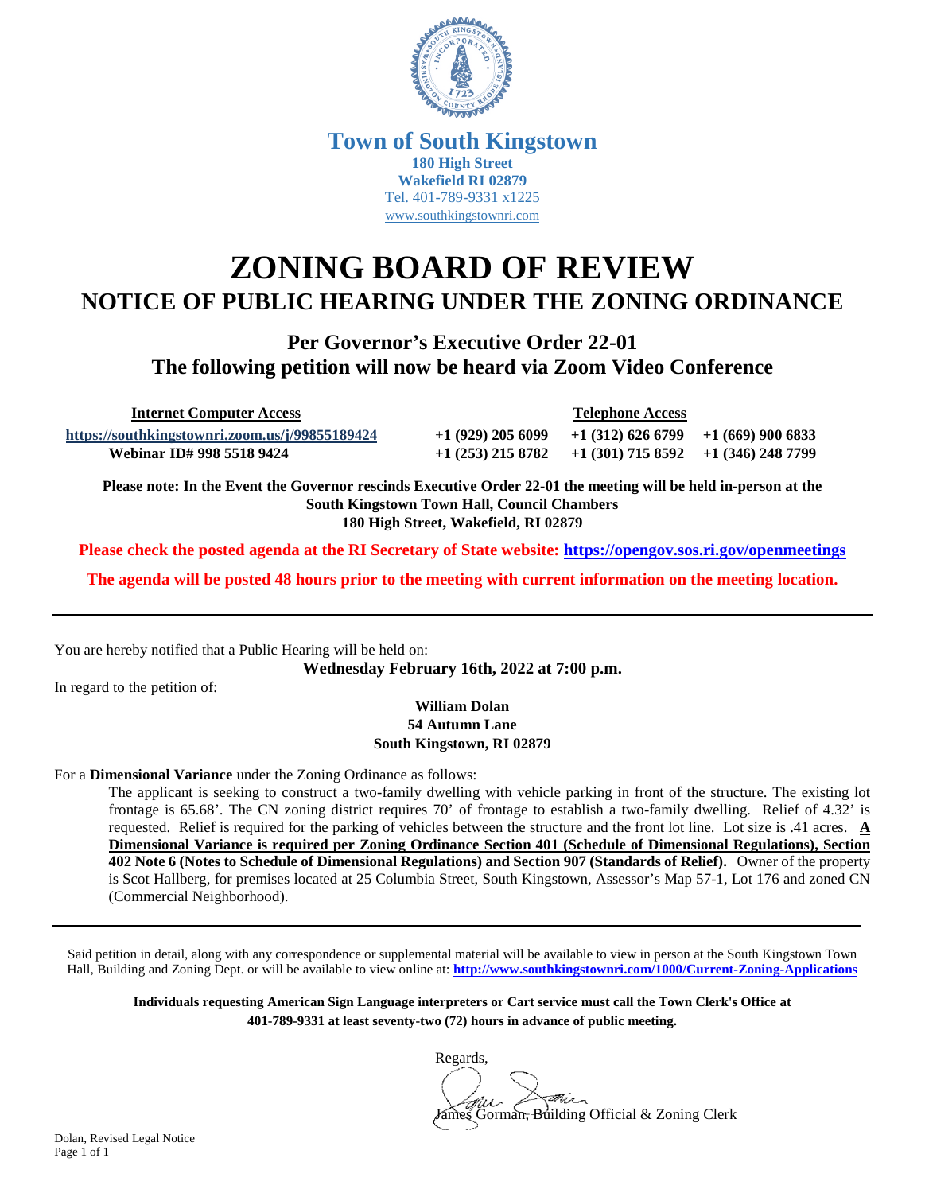# Town of South Kingstown

**180 High Street**
**Wakefield RI 02879**
Tel. 401-789-9331 x1225
www.southkingstownri.com

# ZONING BOARD OF REVIEW

## NOTICE OF PUBLIC HEARING UNDER THE ZONING ORDINANCE

### Per Governor's Executive Order 22-01
### The following petition will now be heard via Zoom Video Conference

| Internet Computer Access | Telephone Access | | |
|---|---|---|---|
| https://southkingstownri.zoom.us/j/99855189424 | +1 (929) 205 6099 | +1 (312) 626 6799 | +1 (669) 900 6833 |
| Webinar ID# 998 5518 9424 | +1 (253) 215 8782 | +1 (301) 715 8592 | +1 (346) 248 7799 |

**Please note: In the Event the Governor rescinds Executive Order 22-01 the meeting will be held in-person at the South Kingstown Town Hall, Council Chambers 180 High Street, Wakefield, RI 02879**

**Please check the posted agenda at the RI Secretary of State website: https://opengov.sos.ri.gov/openmeetings**

**The agenda will be posted 48 hours prior to the meeting with current information on the meeting location.**

---

You are hereby notified that a Public Hearing will be held on:

**Wednesday February 16th, 2022 at 7:00 p.m.**

In regard to the petition of:

**William Dolan**
**54 Autumn Lane**
**South Kingstown, RI 02879**

For a **Dimensional Variance** under the Zoning Ordinance as follows:

The applicant is seeking to construct a two-family dwelling with vehicle parking in front of the structure. The existing lot frontage is 65.68'. The CN zoning district requires 70' of frontage to establish a two-family dwelling. Relief of 4.32' is requested. Relief is required for the parking of vehicles between the structure and the front lot line. Lot size is .41 acres. **A Dimensional Variance is required per Zoning Ordinance Section 401 (Schedule of Dimensional Regulations), Section 402 Note 6 (Notes to Schedule of Dimensional Regulations) and Section 907 (Standards of Relief).** Owner of the property is Scot Hallberg, for premises located at 25 Columbia Street, South Kingstown, Assessor's Map 57-1, Lot 176 and zoned CN (Commercial Neighborhood).

---

Said petition in detail, along with any correspondence or supplemental material will be available to view in person at the South Kingstown Town Hall, Building and Zoning Dept. or will be available to view online at: **http://www.southkingstownri.com/1000/Current-Zoning-Applications**

**Individuals requesting American Sign Language interpreters or Cart service must call the Town Clerk's Office at 401-789-9331 at least seventy-two (72) hours in advance of public meeting.**

Regards,

James Gorman, Building Official & Zoning Clerk

Dolan, Revised Legal Notice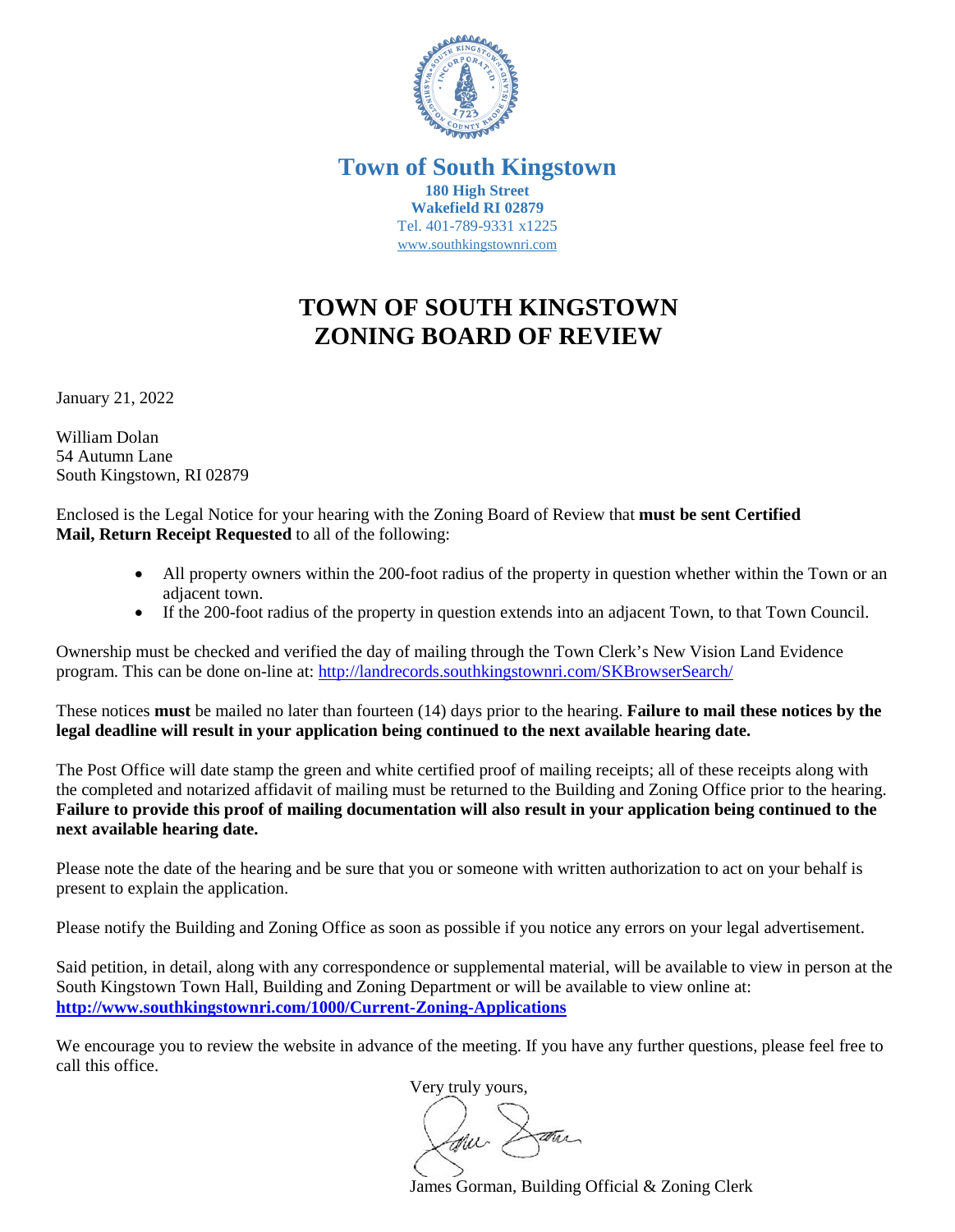# Town of South Kingstown

**180 High Street**
**Wakefield RI 02879**
Tel. 401-789-9331 x1225
www.southkingstownri.com

## TOWN OF SOUTH KINGSTOWN
## ZONING BOARD OF REVIEW

January 21, 2022

William Dolan
54 Autumn Lane
South Kingstown, RI 02879

Enclosed is the Legal Notice for your hearing with the Zoning Board of Review that **must be sent Certified Mail, Return Receipt Requested** to all of the following:

- All property owners within the 200-foot radius of the property in question whether within the Town or an adjacent town.
- If the 200-foot radius of the property in question extends into an adjacent Town, to that Town Council.

Ownership must be checked and verified the day of mailing through the Town Clerk's New Vision Land Evidence program. This can be done on-line at: http://landrecords.southkingstownri.com/SKBrowserSearch/

These notices **must** be mailed no later than fourteen (14) days prior to the hearing. **Failure to mail these notices by the legal deadline will result in your application being continued to the next available hearing date.**

The Post Office will date stamp the green and white certified proof of mailing receipts; all of these receipts along with the completed and notarized affidavit of mailing must be returned to the Building and Zoning Office prior to the hearing. **Failure to provide this proof of mailing documentation will also result in your application being continued to the next available hearing date.**

Please note the date of the hearing and be sure that you or someone with written authorization to act on your behalf is present to explain the application.

Please notify the Building and Zoning Office as soon as possible if you notice any errors on your legal advertisement.

Said petition, in detail, along with any correspondence or supplemental material, will be available to view in person at the South Kingstown Town Hall, Building and Zoning Department or will be available to view online at: **http://www.southkingstownri.com/1000/Current-Zoning-Applications**

We encourage you to review the website in advance of the meeting. If you have any further questions, please feel free to call this office.

Very truly yours,

James Gorman, Building Official & Zoning Clerk